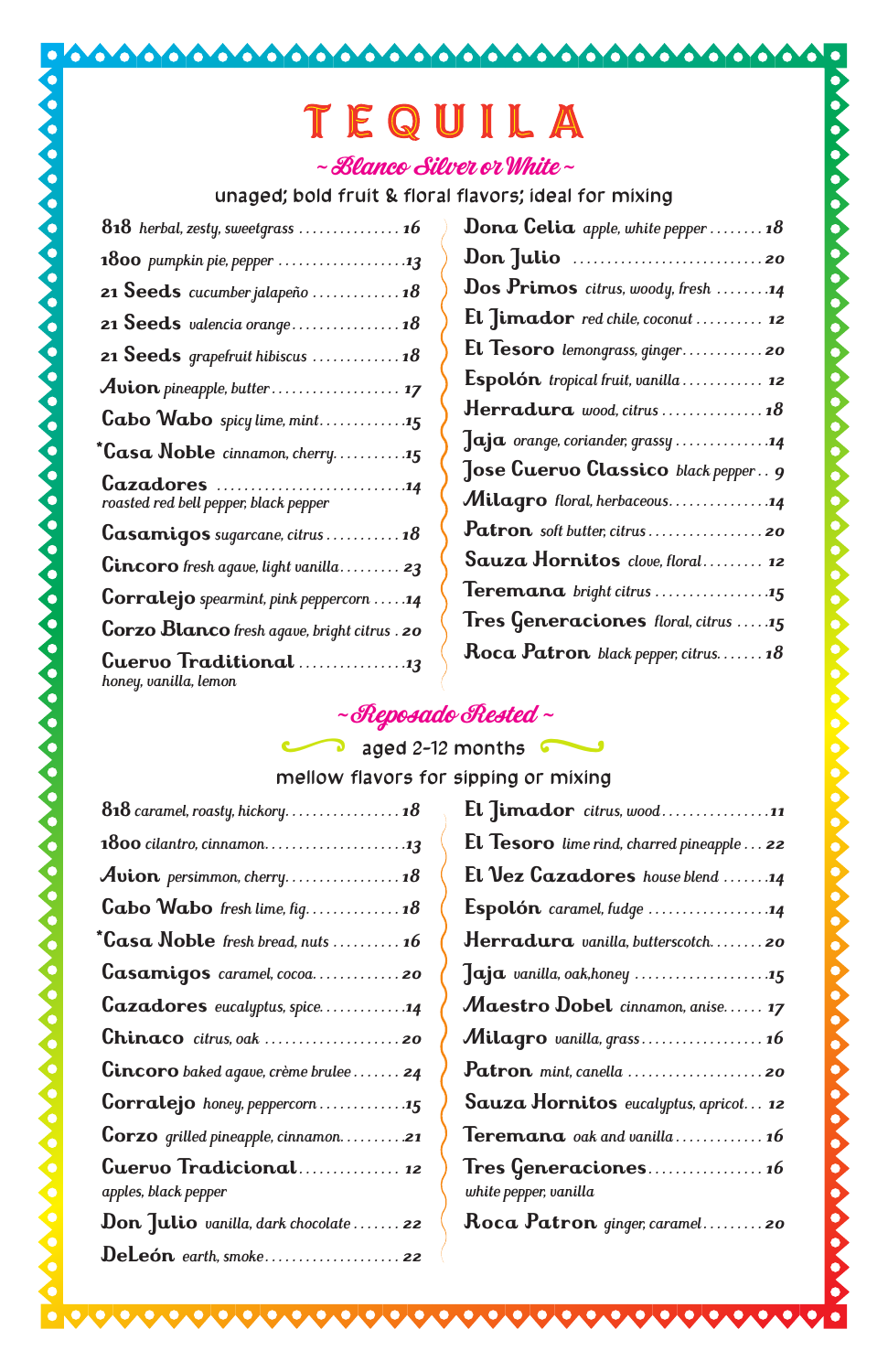# TEQUILA

## ~ Blanco Silver or White ~

unaged; bold fruit & floral flavors; ideal for mixing

- **818** *herbal, zesty, sweetgrass* ... 16
- **1800** *pumpkin pie, pepper* ... 13
- **21 Seeds** *cucumber jalapeño* ... 18
- **21 Seeds** *valencia orange* ... 18
- **21 Seeds** *grapefruit hibiscus* ... 18
- **Avion** *pineapple, butter* ... 17
- **Cabo Wabo** *spicy lime, mint* ... 15
- ***Casa Noble** *cinnamon, cherry* ... 15
- **Cazadores** ... 14
  *roasted red bell pepper, black pepper*
- **Casamigos** *sugarcane, citrus* ... 18
- **Cincoro** *fresh agave, light vanilla* ... 23
- **Corralejo** *spearmint, pink peppercorn* ... 14
- **Corzo Blanco** *fresh agave, bright citrus* ... 20
- **Cuervo Traditional** ... 13
  *honey, vanilla, lemon*
- **Dona Celia** *apple, white pepper* ... 18
- **Don Julio** ... 20
- **Dos Primos** *citrus, woody, fresh* ... 14
- **El Jimador** *red chile, coconut* ... 12
- **El Tesoro** *lemongrass, ginger* ... 20
- **Espolón** *tropical fruit, vanilla* ... 12
- **Herradura** *wood, citrus* ... 18
- **Jaja** *orange, coriander, grassy* ... 14
- **Jose Cuervo Classico** *black pepper* ... 9
- **Milagro** *floral, herbaceous* ... 14
- **Patron** *soft butter, citrus* ... 20
- **Sauza Hornitos** *clove, floral* ... 12
- **Teremana** *bright citrus* ... 15
- **Tres Generaciones** *floral, citrus* ... 15
- **Roca Patron** *black pepper, citrus* ... 18

## ~ Reposado Rested ~

aged 2-12 months

mellow flavors for sipping or mixing

- **818** *caramel, roasty, hickory* ... 18
- **1800** *cilantro, cinnamon* ... 13
- **Avion** *persimmon, cherry* ... 18
- **Cabo Wabo** *fresh lime, fig* ... 18
- ***Casa Noble** *fresh bread, nuts* ... 16
- **Casamigos** *caramel, cocoa* ... 20
- **Cazadores** *eucalyptus, spice* ... 14
- **Chinaco** *citrus, oak* ... 20
- **Cincoro** *baked agave, crème brulee* ... 24
- **Corralejo** *honey, peppercorn* ... 15
- **Corzo** *grilled pineapple, cinnamon* ... 21
- **Cuervo Tradicional** ... 12
  *apples, black pepper*
- **Don Julio** *vanilla, dark chocolate* ... 22
- **DeLeón** *earth, smoke* ... 22
- **El Jimador** *citrus, wood* ... 11
- **El Tesoro** *lime rind, charred pineapple* ... 22
- **El Vez Cazadores** *house blend* ... 14
- **Espolón** *caramel, fudge* ... 14
- **Herradura** *vanilla, butterscotch* ... 20
- **Jaja** *vanilla, oak,honey* ... 15
- **Maestro Dobel** *cinnamon, anise* ... 17
- **Milagro** *vanilla, grass* ... 16
- **Patron** *mint, canella* ... 20
- **Sauza Hornitos** *eucalyptus, apricot* ... 12
- **Teremana** *oak and vanilla* ... 16
- **Tres Generaciones** ... 16
  *white pepper, vanilla*
- **Roca Patron** *ginger, caramel* ... 20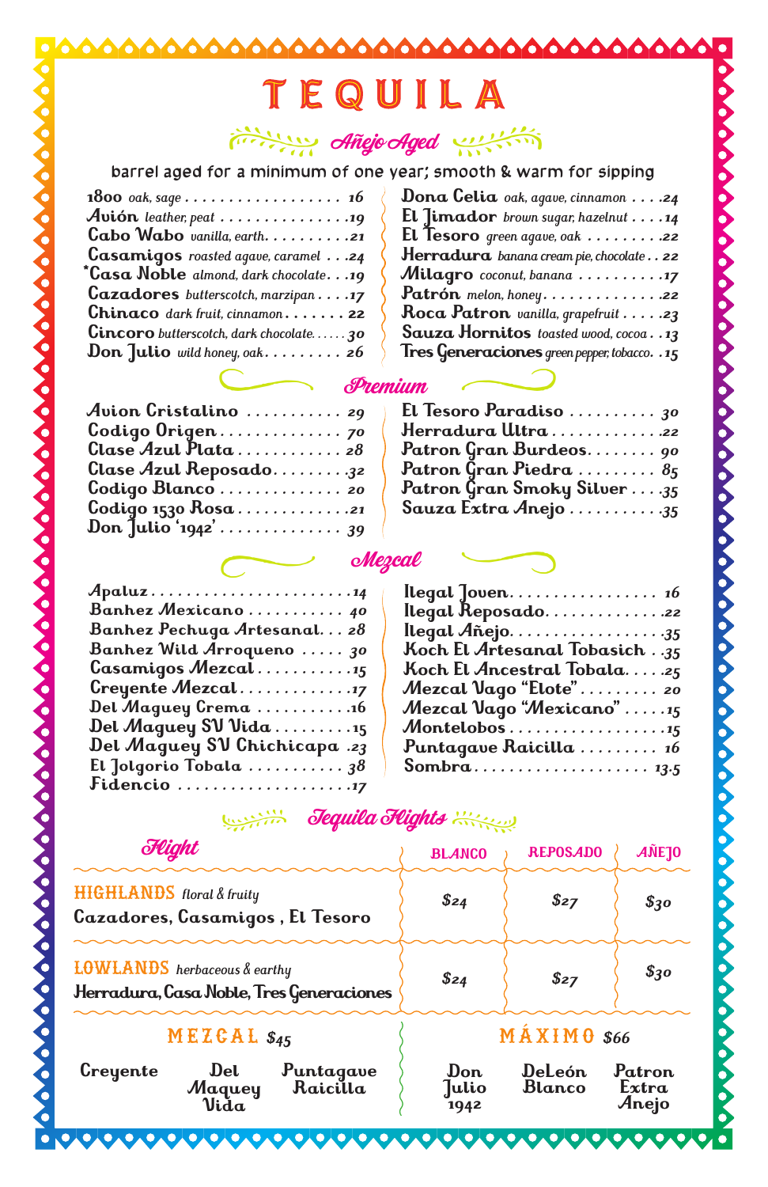# TEQUILA

## Añejo Aged

barrel aged for a minimum of one year; smooth & warm for sipping

- 1800 *oak, sage* . . . 16
- Avión *leather, peat* . . . 19
- Cabo Wabo *vanilla, earth* . . . 21
- Casamigos *roasted agave, caramel* . . . 24
- *Casa Noble *almond, dark chocolate* . . . 19
- Cazadores *butterscotch, marzipan* . . . 17
- Chinaco *dark fruit, cinnamon* . . . 22
- Cincoro *butterscotch, dark chocolate* . . . 30
- Don Julio *wild honey, oak* . . . 26
- Dona Celia *oak, agave, cinnamon* . . . 24
- El Jimador *brown sugar, hazelnut* . . . 14
- El Tesoro *green agave, oak* . . . 22
- Herradura *banana cream pie, chocolate* . . . 22
- Milagro *coconut, banana* . . . 17
- Patrón *melon, honey* . . . 22
- Roca Patron *vanilla, grapefruit* . . . 23
- Sauza Hornitos *toasted wood, cocoa* . . . 13
- Tres Generaciones *green pepper, tobacco* . . . 15

## Premium

- Avion Cristalino . . . 29
- Codigo Origen . . . 70
- Clase Azul Plata . . . 28
- Clase Azul Reposado . . . 32
- Codigo Blanco . . . 20
- Codigo 1530 Rosa . . . 21
- Don Julio '1942' . . . 39
- El Tesoro Paradiso . . . 30
- Herradura Ultra . . . 22
- Patron Gran Burdeos . . . 90
- Patron Gran Piedra . . . 85
- Patron Gran Smoky Silver . . . 35
- Sauza Extra Anejo . . . 35

## Mezcal

- Apaluz . . . 14
- Banhez Mexicano . . . 40
- Banhez Pechuga Artesanal . . . 28
- Banhez Wild Arroqueno . . . 30
- Casamigos Mezcal . . . 15
- Creyente Mezcal . . . 17
- Del Maguey Crema . . . 16
- Del Maguey SV Vida . . . 15
- Del Maguey SV Chichicapa . . . 23
- El Jolgorio Tobala . . . 38
- Fidencio . . . 17
- Ilegal Joven . . . 16
- Ilegal Reposado . . . 22
- Ilegal Añejo . . . 35
- Koch El Artesanal Tobasich . . . 35
- Koch El Ancestral Tobala . . . 25
- Mezcal Vago "Elote" . . . 20
- Mezcal Vago "Mexicano" . . . 15
- Montelobos . . . 15
- Puntagave Raicilla . . . 16
- Sombra . . . 13.5

## Tequila Flights

| Flight | BLANCO | REPOSADO | AÑEJO |
|---|---|---|---|
| **HIGHLANDS** *floral & fruity*<br>Cazadores, Casamigos , El Tesoro | $24 | $27 | $30 |
| **LOWLANDS** *herbaceous & earthy*<br>Herradura, Casa Noble, Tres Generaciones | $24 | $27 | $30 |

**MEZCAL $45**

Creyente · Del Maguey Vida · Puntagave Raicilla

**MÁXIMO $66**

Don Julio 1942 · DeLeón Blanco · Patron Extra Anejo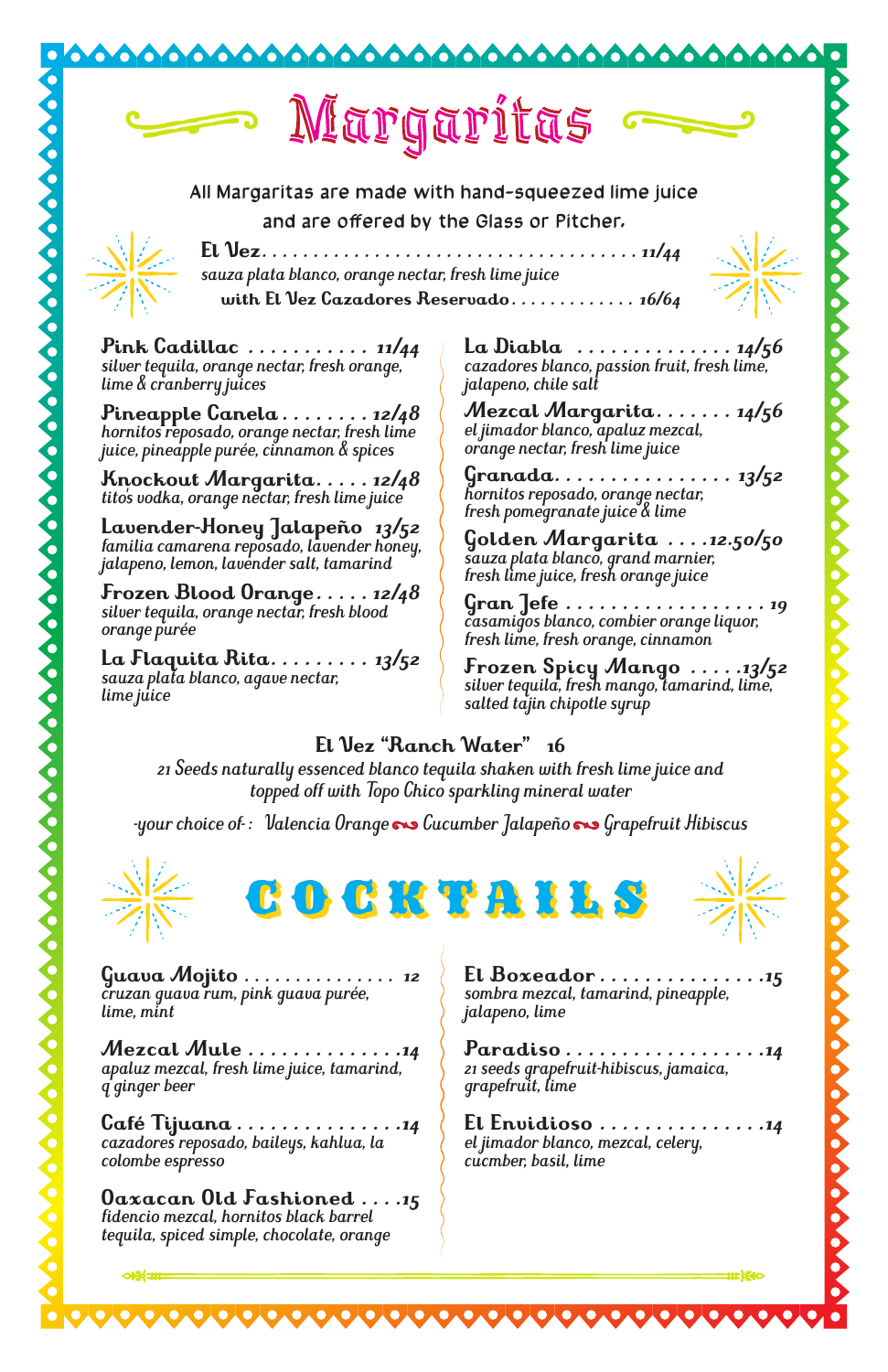# Margaritas

All Margaritas are made with hand-squeezed lime juice and are offered by the Glass or Pitcher.

**El Vez** . . . . . 11/44
*sauza plata blanco, orange nectar, fresh lime juice*
**with El Vez Cazadores Reservado** . . . . . 16/64

**Pink Cadillac** . . . . . 11/44
*silver tequila, orange nectar, fresh orange, lime & cranberry juices*

**Pineapple Canela** . . . . . 12/48
*hornitos reposado, orange nectar, fresh lime juice, pineapple purée, cinnamon & spices*

**Knockout Margarita** . . . . . 12/48
*tito's vodka, orange nectar, fresh lime juice*

**Lavender-Honey Jalapeño** 13/52
*familia camarena reposado, lavender honey, jalapeno, lemon, lavender salt, tamarind*

**Frozen Blood Orange** . . . . . 12/48
*silver tequila, orange nectar, fresh blood orange purée*

**La Flaquita Rita** . . . . . 13/52
*sauza plata blanco, agave nectar, lime juice*

**La Diabla** . . . . . 14/56
*cazadores blanco, passion fruit, fresh lime, jalapeno, chile salt*

**Mezcal Margarita** . . . . . 14/56
*el jimador blanco, apaluz mezcal, orange nectar, fresh lime juice*

**Granada** . . . . . 13/52
*hornitos reposado, orange nectar, fresh pomegranate juice & lime*

**Golden Margarita** . . . . . 12.50/50
*sauza plata blanco, grand marnier, fresh lime juice, fresh orange juice*

**Gran Jefe** . . . . . 19
*casamigos blanco, combier orange liquor, fresh lime, fresh orange, cinnamon*

**Frozen Spicy Mango** . . . . . 13/52
*silver tequila, fresh mango, tamarind, lime, salted tajin chipotle syrup*

**El Vez "Ranch Water"** 16
*21 Seeds naturally essenced blanco tequila shaken with fresh lime juice and topped off with Topo Chico sparkling mineral water*

*-your choice of- : Valencia Orange ~ Cucumber Jalapeño ~ Grapefruit Hibiscus*

# COCKTAILS

**Guava Mojito** . . . . . 12
*cruzan guava rum, pink guava purée, lime, mint*

**Mezcal Mule** . . . . . 14
*apaluz mezcal, fresh lime juice, tamarind, q ginger beer*

**Café Tijuana** . . . . . 14
*cazadores reposado, baileys, kahlua, la colombe espresso*

**Oaxacan Old Fashioned** . . . . . 15
*fidencio mezcal, hornitos black barrel tequila, spiced simple, chocolate, orange*

**El Boxeador** . . . . . 15
*sombra mezcal, tamarind, pineapple, jalapeno, lime*

**Paradiso** . . . . . 14
*21 seeds grapefruit-hibiscus, jamaica, grapefruit, lime*

**El Envidioso** . . . . . 14
*el jimador blanco, mezcal, celery, cucmber, basil, lime*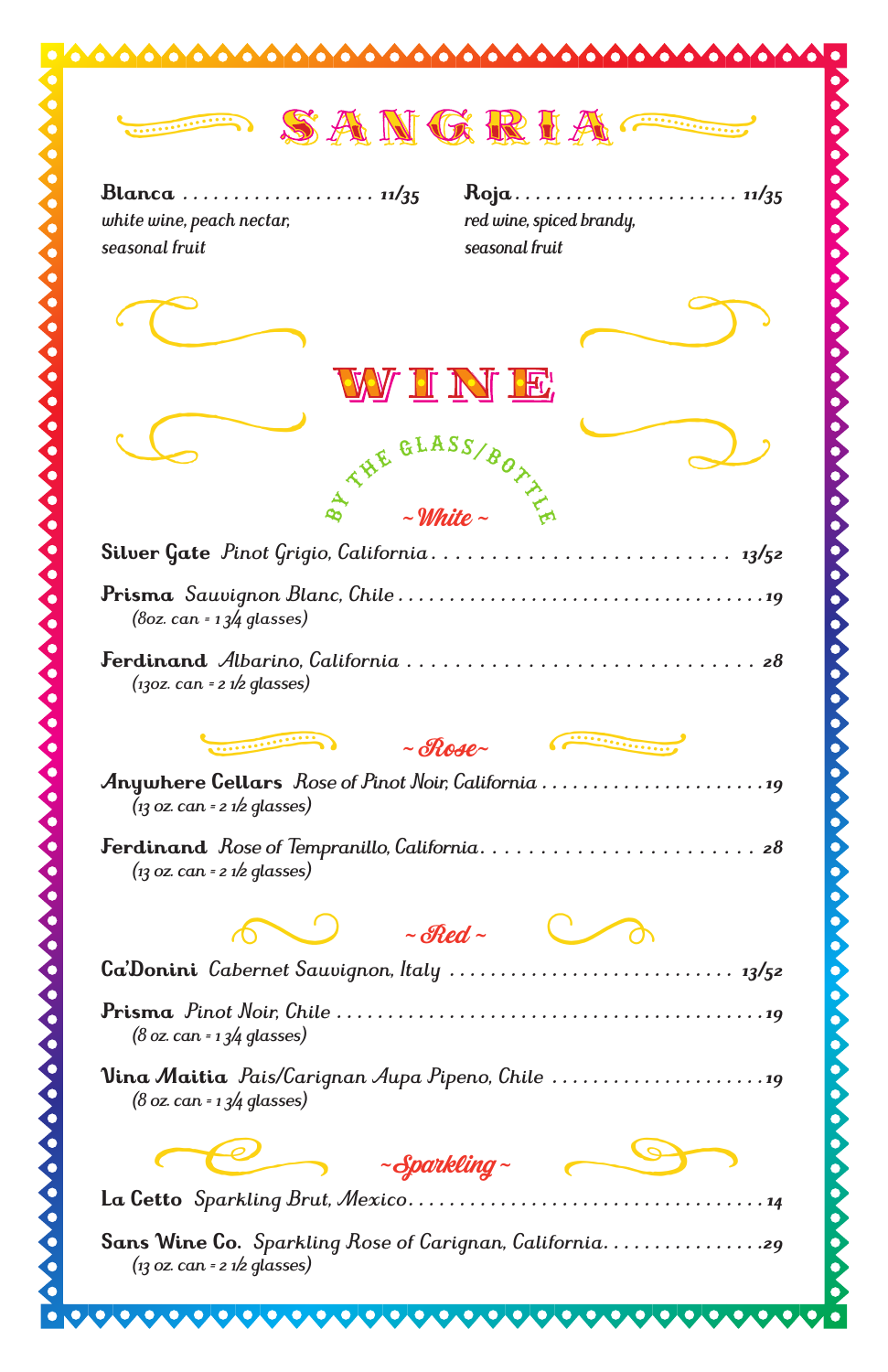# SANGRIA

**Blanca** ................... *11/35*
*white wine, peach nectar, seasonal fruit*

**Roja** ...................... *11/35*
*red wine, spiced brandy, seasonal fruit*

# WINE

### BY THE GLASS/BOTTLE

## ~ White ~

**Silver Gate** *Pinot Grigio, California* ......................... *13/52*

**Prisma** *Sauvignon Blanc, Chile* ................................. *19*
*(8oz. can = 1 3/4 glasses)*

**Ferdinand** *Albarino, California* ............................. *28*
*(13oz. can = 2 1/2 glasses)*

## ~ Rose ~

**Anywhere Cellars** *Rose of Pinot Noir, California* ..................... *19*
*(13 oz. can = 2 1/2 glasses)*

**Ferdinand** *Rose of Tempranillo, California* ........................ *28*
*(13 oz. can = 2 1/2 glasses)*

## ~ Red ~

**Ca'Donini** *Cabernet Sauvignon, Italy* .......................... *13/52*

**Prisma** *Pinot Noir, Chile* ........................................ *19*
*(8 oz. can = 1 3/4 glasses)*

**Vina Maitia** *Pais/Carignan Aupa Pipeno, Chile* ..................... *19*
*(8 oz. can = 1 3/4 glasses)*

## ~ Sparkling ~

**La Cetto** *Sparkling Brut, Mexico* ................................. *14*

**Sans Wine Co.** *Sparkling Rose of Carignan, California* ............... *29*
*(13 oz. can = 2 1/2 glasses)*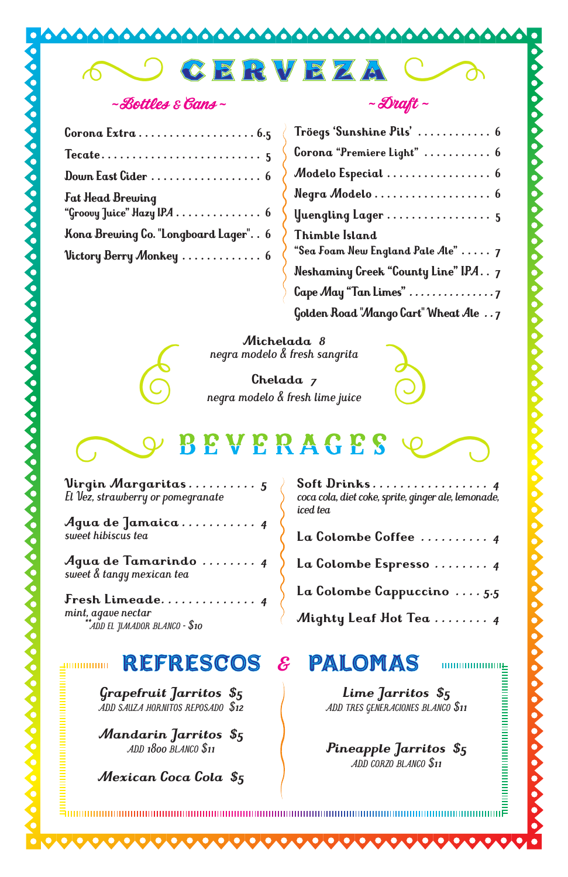# CERVEZA

## ~ Bottles & Cans ~

- Corona Extra ........ 6.5
- Tecate ........ 5
- Down East Cider ........ 6
- Fat Head Brewing "Groovy Juice" Hazy IPA ........ 6
- Kona Brewing Co. "Longboard Lager" .. 6
- Victory Berry Monkey ........ 6

## ~ Draft ~

- Tröegs 'Sunshine Pils' ........ 6
- Corona "Premiere Light" ........ 6
- Modelo Especial ........ 6
- Negra Modelo ........ 6
- Yuengling Lager ........ 5
- Thimble Island "Sea Foam New England Pale Ale" ........ 7
- Neshaminy Creek "County Line" IPA .. 7
- Cape May "Tan Limes" ........ 7
- Golden Road "Mango Cart" Wheat Ale .. 7

**Michelada** 8
*negra modelo & fresh sangrita*

**Chelada** 7
*negra modelo & fresh lime juice*

# BEVERAGES

- **Virgin Margaritas** ........ 5
  *El Vez, strawberry or pomegranate*
- **Agua de Jamaica** ........ 4
  *sweet hibiscus tea*
- **Agua de Tamarindo** ........ 4
  *sweet & tangy mexican tea*
- **Fresh Limeade** ........ 4
  *mint, agave nectar*
  **ADD EL JIMADOR BLANCO - $10
- **Soft Drinks** ........ 4
  *coca cola, diet coke, sprite, ginger ale, lemonade, iced tea*
- **La Colombe Coffee** ........ 4
- **La Colombe Espresso** ........ 4
- **La Colombe Cappuccino** ........ 5.5
- **Mighty Leaf Hot Tea** ........ 4

# REFRESCOS & PALOMAS

**Grapefruit Jarritos** $5
ADD SAUZA HORNITOS REPOSADO $12

**Mandarin Jarritos** $5
ADD 1800 BLANCO $11

**Mexican Coca Cola** $5

**Lime Jarritos** $5
ADD TRES GENERACIONES BLANCO $11

**Pineapple Jarritos** $5
ADD CORZO BLANCO $11